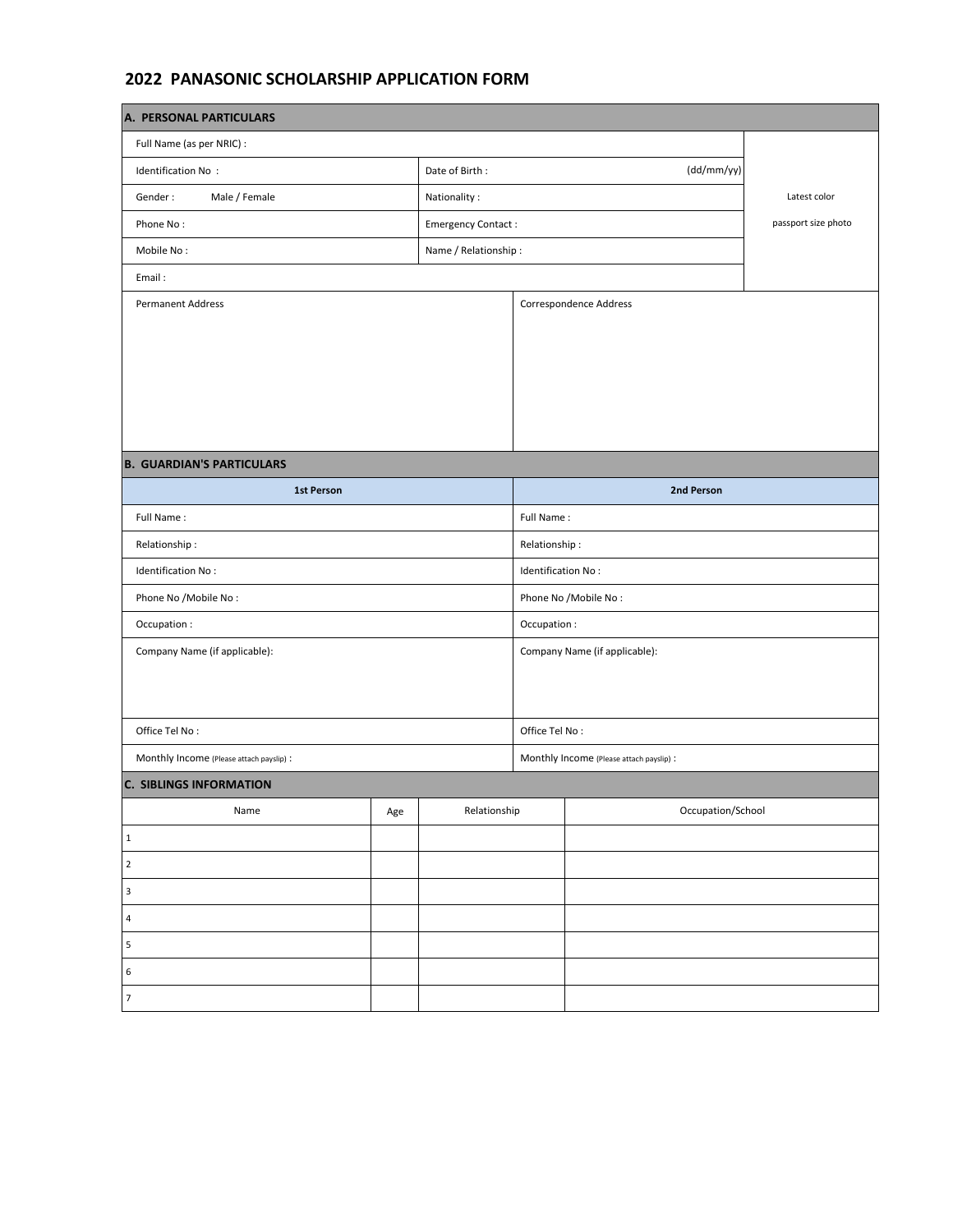# 2022 PANASONIC SCHOLARSHIP APPLICATION FORM

## A. PERSONAL PARTICULARS

| | | |
|---|---|---|
| Full Name (as per NRIC) : | | Latest color passport size photo |
| Identification No : | Date of Birth : (dd/mm/yy) | |
| Gender : Male / Female | Nationality : | |
| Phone No : | Emergency Contact : | |
| Mobile No : | Name / Relationship : | |
| Email : | | |

| Permanent Address | Correspondence Address |
|---|---|
| | |

## B. GUARDIAN'S PARTICULARS

| 1st Person | 2nd Person |
|---|---|
| Full Name : | Full Name : |
| Relationship : | Relationship : |
| Identification No : | Identification No : |
| Phone No /Mobile No : | Phone No /Mobile No : |
| Occupation : | Occupation : |
| Company Name (if applicable): | Company Name (if applicable): |
| Office Tel No : | Office Tel No : |
| Monthly Income (Please attach payslip) : | Monthly Income (Please attach payslip) : |

## C. SIBLINGS INFORMATION

| Name | Age | Relationship | Occupation/School |
|---|---|---|---|
| 1 | | | |
| 2 | | | |
| 3 | | | |
| 4 | | | |
| 5 | | | |
| 6 | | | |
| 7 | | | |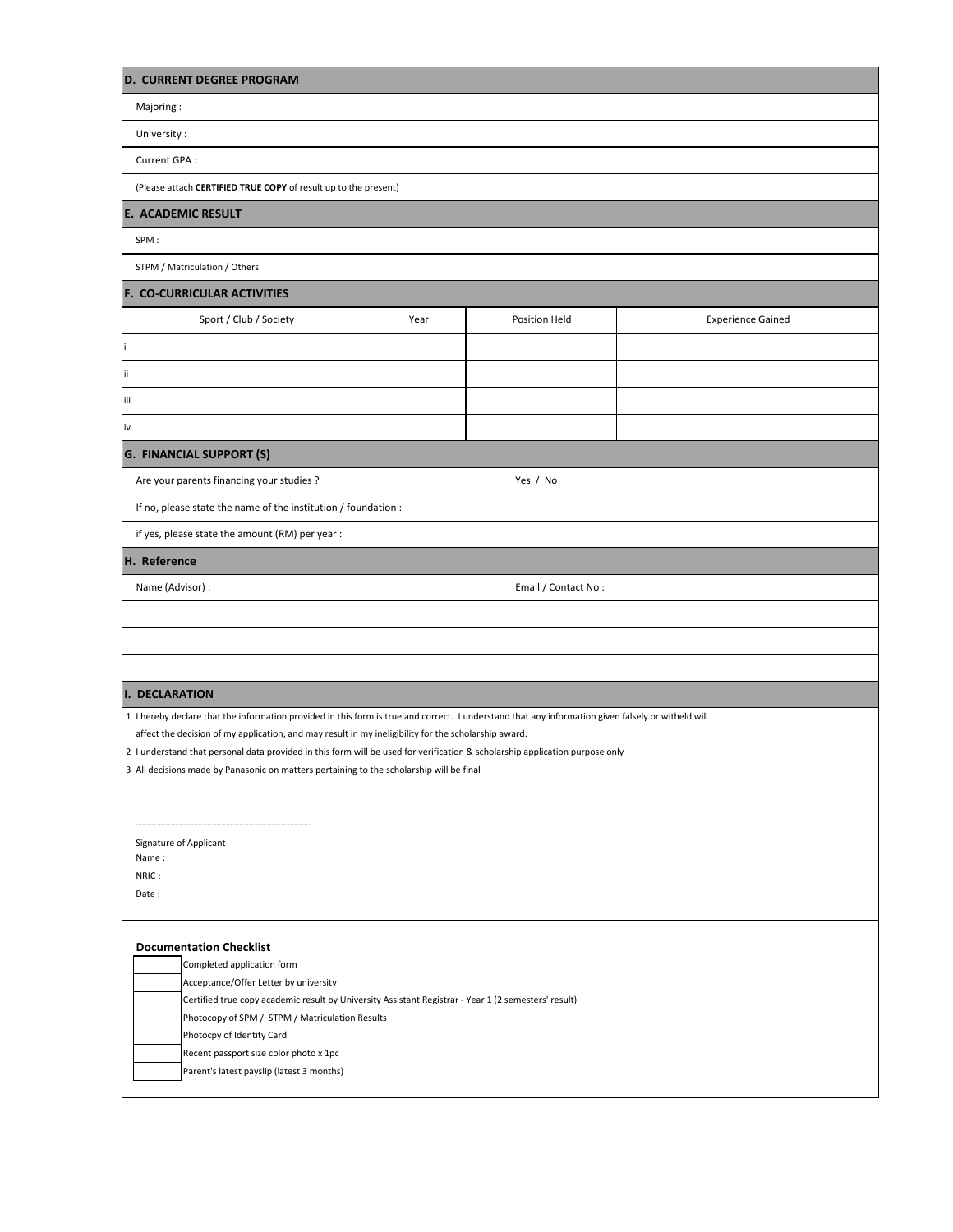## D. CURRENT DEGREE PROGRAM

Majoring :

University :

Current GPA :

(Please attach **CERTIFIED TRUE COPY** of result up to the present)

## E. ACADEMIC RESULT

SPM :

STPM / Matriculation / Others

## F. CO-CURRICULAR ACTIVITIES

| Sport / Club / Society | Year | Position Held | Experience Gained |
| --- | --- | --- | --- |
| i | | | |
| ii | | | |
| iii | | | |
| iv | | | |

## G. FINANCIAL SUPPORT (S)

Are your parents financing your studies ? Yes / No

If no, please state the name of the institution / foundation :

if yes, please state the amount (RM) per year :

## H. Reference

Name (Advisor) : Email / Contact No :

## I. DECLARATION

1 I hereby declare that the information provided in this form is true and correct. I understand that any information given falsely or witheld will affect the decision of my application, and may result in my ineligibility for the scholarship award.

2 I understand that personal data provided in this form will be used for verification & scholarship application purpose only

3 All decisions made by Panasonic on matters pertaining to the scholarship will be final

…………………………………………………………………

Signature of Applicant

Name :

NRIC :

Date :

### Documentation Checklist

| | |
| --- | --- |
| | Completed application form |
| | Acceptance/Offer Letter by university |
| | Certified true copy academic result by University Assistant Registrar - Year 1 (2 semesters' result) |
| | Photocopy of SPM / STPM / Matriculation Results |
| | Photocpy of Identity Card |
| | Recent passport size color photo x 1pc |
| | Parent's latest payslip (latest 3 months) |